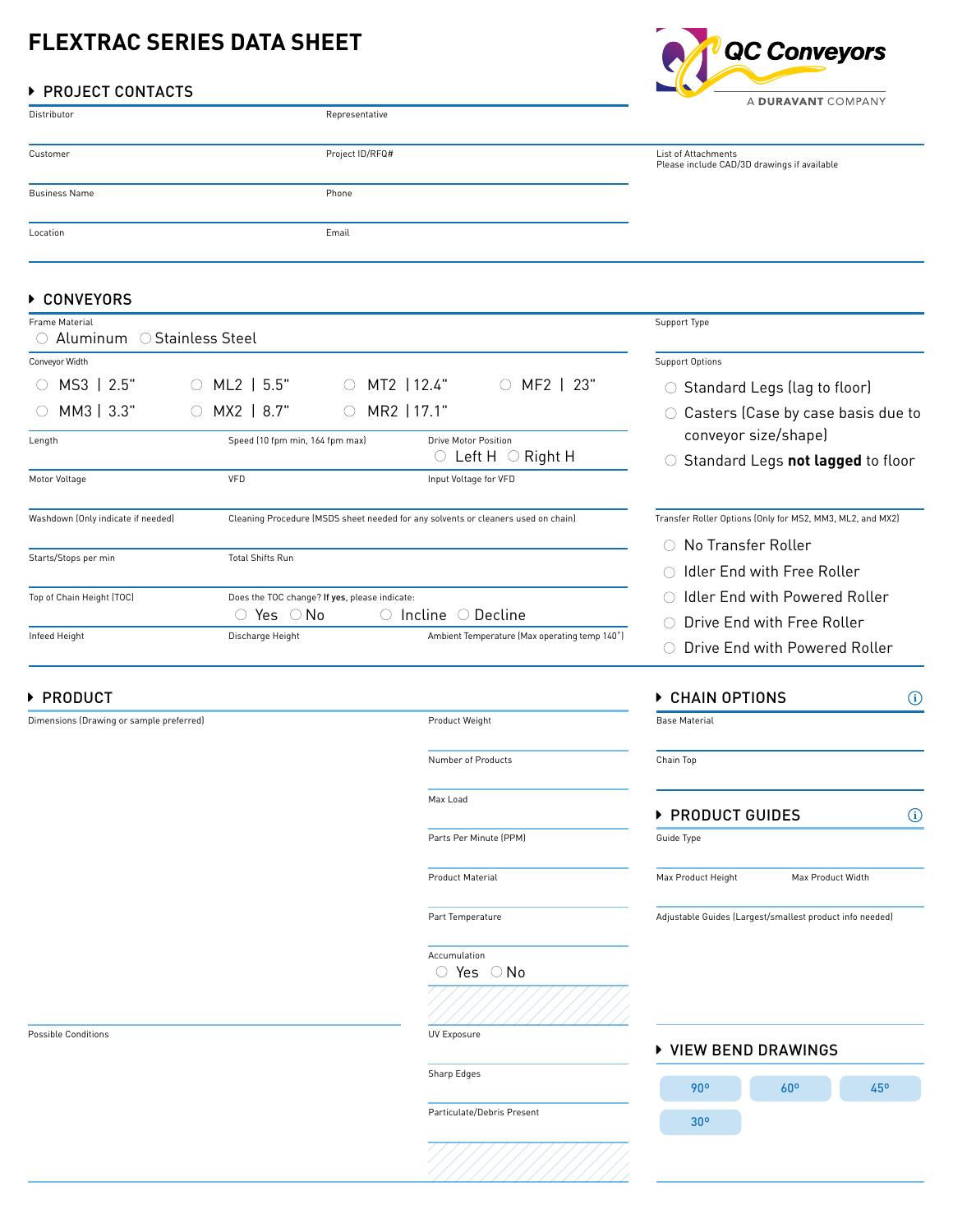# FLEXTRAC SERIES DATA SHEET

QC Conveyors
A DURAVANT COMPANY

## PROJECT CONTACTS

Distributor

Representative

Customer

Project ID/RFQ#

Business Name

Phone

Location

Email

List of Attachments
Please include CAD/3D drawings if available

## CONVEYORS

Frame Material
○ Aluminum ○ Stainless Steel

Conveyor Width
○ MS3 | 2.5" ○ ML2 | 5.5" ○ MT2 | 12.4" ○ MF2 | 23"
○ MM3 | 3.3" ○ MX2 | 8.7" ○ MR2 | 17.1"

Length

Speed (10 fpm min, 164 fpm max)

Drive Motor Position
○ Left H ○ Right H

Motor Voltage

VFD

Input Voltage for VFD

Washdown (Only indicate if needed)

Cleaning Procedure (MSDS sheet needed for any solvents or cleaners used on chain)

Starts/Stops per min

Total Shifts Run

Top of Chain Height (TOC)

Does the TOC change? **If yes**, please indicate:
○ Yes ○ No ○ Incline ○ Decline

Infeed Height

Discharge Height

Ambient Temperature (Max operating temp 140°)

Support Type

Support Options
○ Standard Legs (lag to floor)
○ Casters (Case by case basis due to conveyor size/shape)
○ Standard Legs **not lagged** to floor

Transfer Roller Options (Only for MS2, MM3, ML2, and MX2)
○ No Transfer Roller
○ Idler End with Free Roller
○ Idler End with Powered Roller
○ Drive End with Free Roller
○ Drive End with Powered Roller

## PRODUCT

Dimensions (Drawing or sample preferred)

Product Weight

Number of Products

Max Load

Parts Per Minute (PPM)

Product Material

Part Temperature

Accumulation
○ Yes ○ No

Possible Conditions

UV Exposure

Sharp Edges

Particulate/Debris Present

## CHAIN OPTIONS

Base Material

Chain Top

## PRODUCT GUIDES

Guide Type

Max Product Height

Max Product Width

Adjustable Guides (Largest/smallest product info needed)

## VIEW BEND DRAWINGS

90° 60° 45° 30°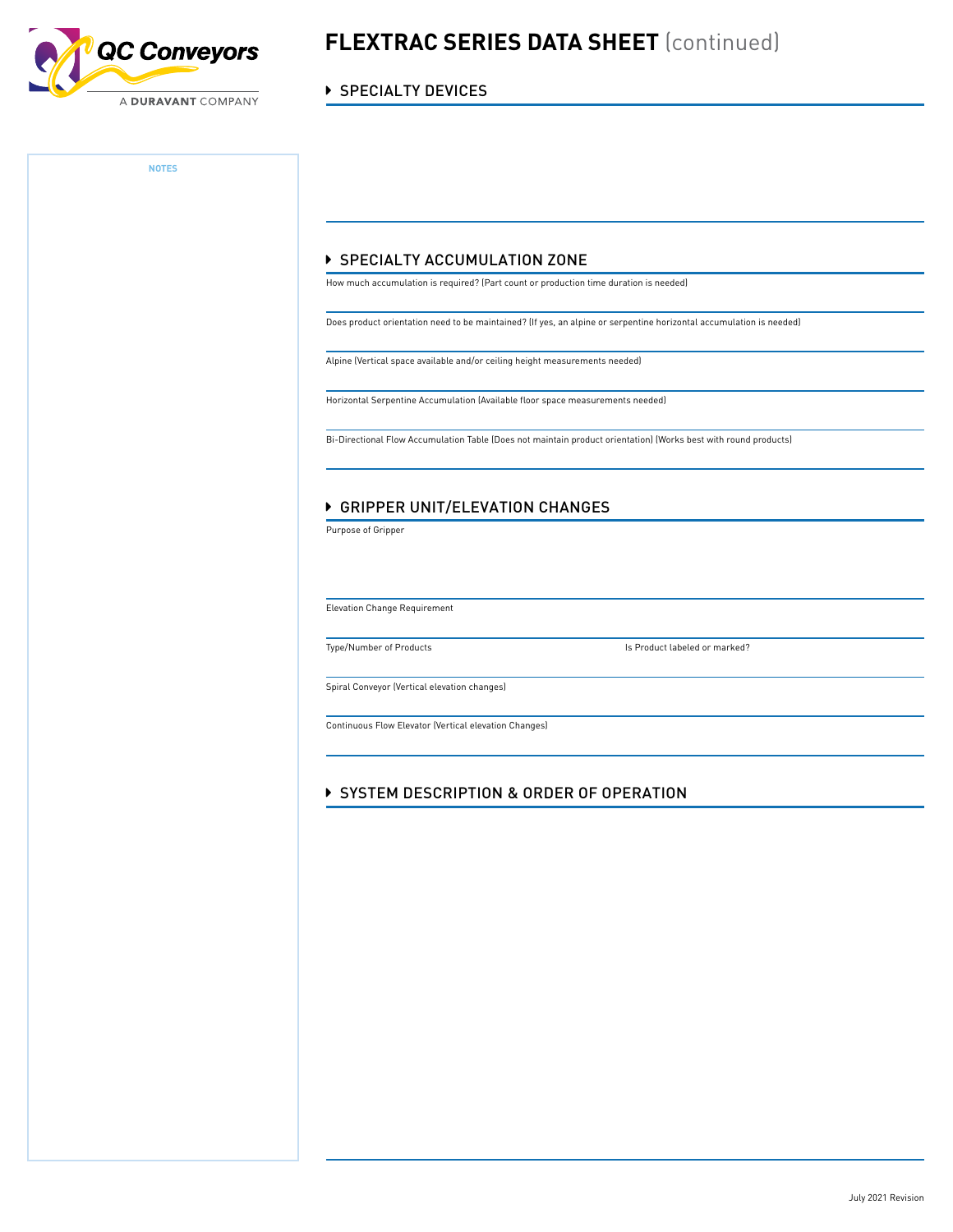# FLEXTRAC SERIES DATA SHEET (continued)

NOTES

## SPECIALTY DEVICES

## SPECIALTY ACCUMULATION ZONE

How much accumulation is required? (Part count or production time duration is needed)

Does product orientation need to be maintained? (If yes, an alpine or serpentine horizontal accumulation is needed)

Alpine (Vertical space available and/or ceiling height measurements needed)

Horizontal Serpentine Accumulation (Available floor space measurements needed)

Bi-Directional Flow Accumulation Table (Does not maintain product orientation) (Works best with round products)

## GRIPPER UNIT/ELEVATION CHANGES

Purpose of Gripper

Elevation Change Requirement

Type/Number of Products

Is Product labeled or marked?

Spiral Conveyor (Vertical elevation changes)

Continuous Flow Elevator (Vertical elevation Changes)

## SYSTEM DESCRIPTION & ORDER OF OPERATION

July 2021 Revision